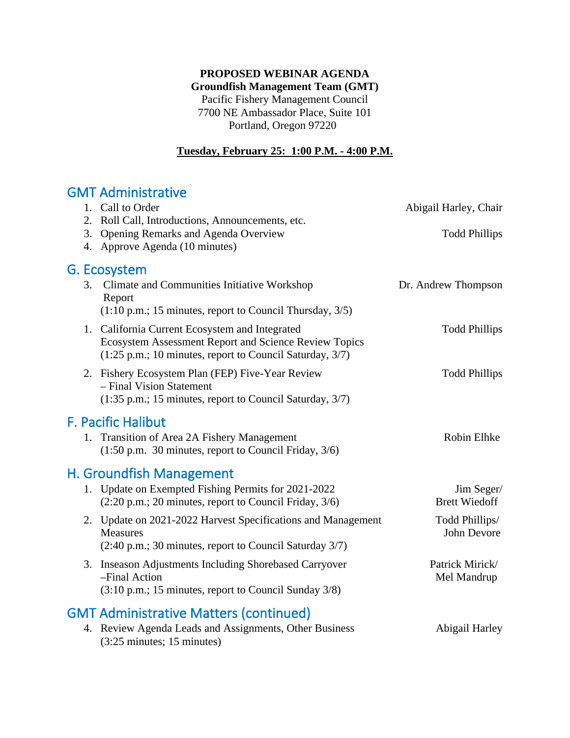**PROPOSED WEBINAR AGENDA**
**Groundfish Management Team (GMT)**
Pacific Fishery Management Council
7700 NE Ambassador Place, Suite 101
Portland, Oregon 97220

**Tuesday, February 25: 1:00 P.M. - 4:00 P.M.**

## GMT Administrative

1. Call to Order — Abigail Harley, Chair
2. Roll Call, Introductions, Announcements, etc.
3. Opening Remarks and Agenda Overview — Todd Phillips
4. Approve Agenda (10 minutes)

## G. Ecosystem

3. Climate and Communities Initiative Workshop Report — Dr. Andrew Thompson
   (1:10 p.m.; 15 minutes, report to Council Thursday, 3/5)

1. California Current Ecosystem and Integrated Ecosystem Assessment Report and Science Review Topics — Todd Phillips
   (1:25 p.m.; 10 minutes, report to Council Saturday, 3/7)

2. Fishery Ecosystem Plan (FEP) Five-Year Review – Final Vision Statement — Todd Phillips
   (1:35 p.m.; 15 minutes, report to Council Saturday, 3/7)

## F. Pacific Halibut

1. Transition of Area 2A Fishery Management — Robin Elhke
   (1:50 p.m. 30 minutes, report to Council Friday, 3/6)

## H. Groundfish Management

1. Update on Exempted Fishing Permits for 2021-2022 — Jim Seger/ Brett Wiedoff
   (2:20 p.m.; 20 minutes, report to Council Friday, 3/6)

2. Update on 2021-2022 Harvest Specifications and Management Measures — Todd Phillips/ John Devore
   (2:40 p.m.; 30 minutes, report to Council Saturday 3/7)

3. Inseason Adjustments Including Shorebased Carryover –Final Action — Patrick Mirick/ Mel Mandrup
   (3:10 p.m.; 15 minutes, report to Council Sunday 3/8)

## GMT Administrative Matters (continued)

4. Review Agenda Leads and Assignments, Other Business — Abigail Harley
   (3:25 minutes; 15 minutes)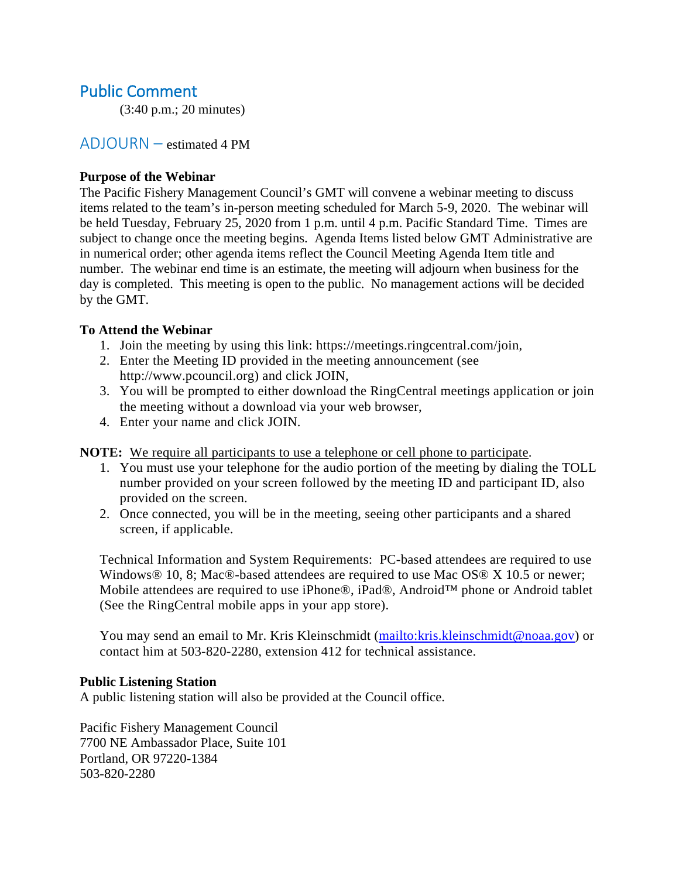## Public Comment

(3:40 p.m.; 20 minutes)

## ADJOURN – estimated 4 PM

**Purpose of the Webinar**

The Pacific Fishery Management Council's GMT will convene a webinar meeting to discuss items related to the team's in-person meeting scheduled for March 5-9, 2020. The webinar will be held Tuesday, February 25, 2020 from 1 p.m. until 4 p.m. Pacific Standard Time. Times are subject to change once the meeting begins. Agenda Items listed below GMT Administrative are in numerical order; other agenda items reflect the Council Meeting Agenda Item title and number. The webinar end time is an estimate, the meeting will adjourn when business for the day is completed. This meeting is open to the public. No management actions will be decided by the GMT.

**To Attend the Webinar**

1. Join the meeting by using this link: https://meetings.ringcentral.com/join,
2. Enter the Meeting ID provided in the meeting announcement (see http://www.pcouncil.org) and click JOIN,
3. You will be prompted to either download the RingCentral meetings application or join the meeting without a download via your web browser,
4. Enter your name and click JOIN.

**NOTE:** We require all participants to use a telephone or cell phone to participate.

1. You must use your telephone for the audio portion of the meeting by dialing the TOLL number provided on your screen followed by the meeting ID and participant ID, also provided on the screen.
2. Once connected, you will be in the meeting, seeing other participants and a shared screen, if applicable.

Technical Information and System Requirements: PC-based attendees are required to use Windows® 10, 8; Mac®-based attendees are required to use Mac OS® X 10.5 or newer; Mobile attendees are required to use iPhone®, iPad®, Android™ phone or Android tablet (See the RingCentral mobile apps in your app store).

You may send an email to Mr. Kris Kleinschmidt (mailto:kris.kleinschmidt@noaa.gov) or contact him at 503-820-2280, extension 412 for technical assistance.

**Public Listening Station**

A public listening station will also be provided at the Council office.

Pacific Fishery Management Council
7700 NE Ambassador Place, Suite 101
Portland, OR 97220-1384
503-820-2280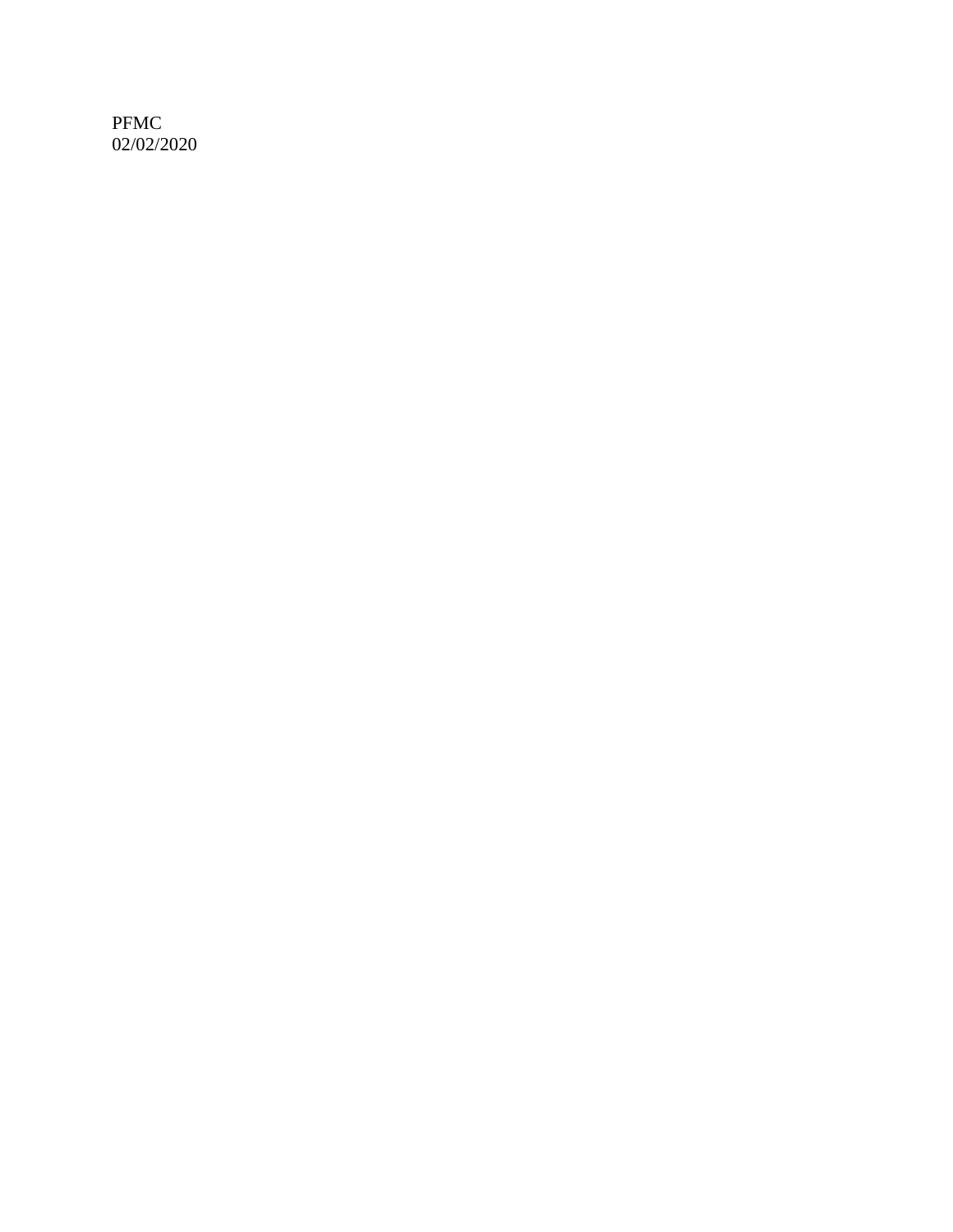PFMC
02/02/2020